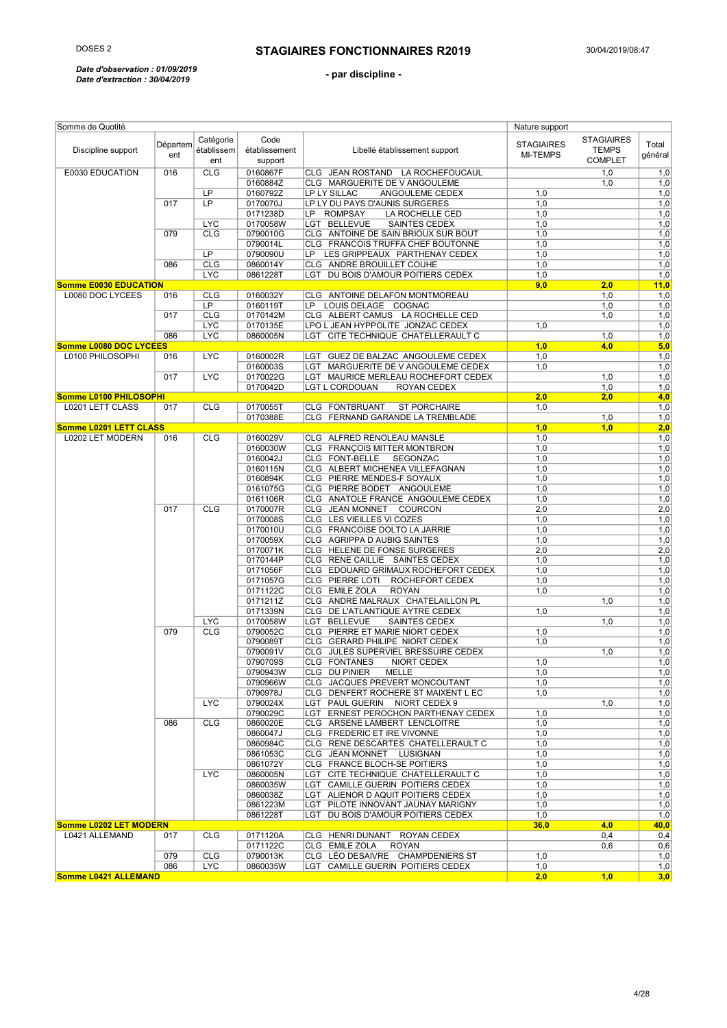DOSES 2

# STAGIAIRES FONCTIONNAIRES R2019

30/04/2019/08:47

*Date d'observation : 01/09/2019*
*Date d'extraction : 30/04/2019*

## - par discipline -

| Somme de Quotité | | | | | Nature support | | |
|---|---|---|---|---|---|---|---|
| Discipline support | Département | Catégorie établissement | Code établissement support | Libellé établissement support | STAGIAIRES MI-TEMPS | STAGIAIRES TEMPS COMPLET | Total général |
| E0030 EDUCATION | 016 | CLG | 0160867F | CLG JEAN ROSTAND LA ROCHEFOUCAUL | | 1,0 | 1,0 |
| | | | 0160884Z | CLG MARGUERITE DE V ANGOULEME | | 1,0 | 1,0 |
| | | LP | 0160792Z | LP LY SILLAC ANGOULEME CEDEX | 1,0 | | 1,0 |
| | 017 | LP | 0170070J | LP LY DU PAYS D'AUNIS SURGERES | 1,0 | | 1,0 |
| | | | 0171238D | LP ROMPSAY LA ROCHELLE CED | 1,0 | | 1,0 |
| | | LYC | 0170058W | LGT BELLEVUE SAINTES CEDEX | 1,0 | | 1,0 |
| | 079 | CLG | 0790010G | CLG ANTOINE DE SAIN BRIOUX SUR BOUT | 1,0 | | 1,0 |
| | | | 0790014L | CLG FRANCOIS TRUFFA CHEF BOUTONNE | 1,0 | | 1,0 |
| | | LP | 0790090U | LP LES GRIPPEAUX PARTHENAY CEDEX | 1,0 | | 1,0 |
| | 086 | CLG | 0860014Y | CLG ANDRE BROUILLET COUHE | 1,0 | | 1,0 |
| | | LYC | 0861228T | LGT DU BOIS D'AMOUR POITIERS CEDEX | 1,0 | | 1,0 |
| **Somme E0030 EDUCATION** | | | | | **9,0** | **2,0** | **11,0** |
| L0080 DOC LYCEES | 016 | CLG | 0160032Y | CLG ANTOINE DELAFON MONTMOREAU | | 1,0 | 1,0 |
| | | LP | 0160119T | LP LOUIS DELAGE COGNAC | | 1,0 | 1,0 |
| | 017 | CLG | 0170142M | CLG ALBERT CAMUS LA ROCHELLE CED | | 1,0 | 1,0 |
| | | LYC | 0170135E | LPO L JEAN HYPPOLITE JONZAC CEDEX | 1,0 | | 1,0 |
| | 086 | LYC | 0860005N | LGT CITE TECHNIQUE CHATELLERAULT C | | 1,0 | 1,0 |
| **Somme L0080 DOC LYCEES** | | | | | **1,0** | **4,0** | **5,0** |
| L0100 PHILOSOPHI | 016 | LYC | 0160002R | LGT GUEZ DE BALZAC ANGOULEME CEDEX | 1,0 | | 1,0 |
| | | | 0160003S | LGT MARGUERITE DE V ANGOULEME CEDEX | 1,0 | | 1,0 |
| | 017 | LYC | 0170022G | LGT MAURICE MERLEAU ROCHEFORT CEDEX | | 1,0 | 1,0 |
| | | | 0170042D | LGT L CORDOUAN ROYAN CEDEX | | 1,0 | 1,0 |
| **Somme L0100 PHILOSOPHI** | | | | | **2,0** | **2,0** | **4,0** |
| L0201 LETT CLASS | 017 | CLG | 0170055T | CLG FONTBRUANT ST PORCHAIRE | 1,0 | | 1,0 |
| | | | 0170388E | CLG FERNAND GARANDE LA TREMBLADE | | 1,0 | 1,0 |
| **Somme L0201 LETT CLASS** | | | | | **1,0** | **1,0** | **2,0** |
| L0202 LET MODERN | 016 | CLG | 0160029V | CLG ALFRED RENOLEAU MANSLE | 1,0 | | 1,0 |
| | | | 0160030W | CLG FRANÇOIS MITTER MONTBRON | 1,0 | | 1,0 |
| | | | 0160042J | CLG FONT-BELLE SEGONZAC | 1,0 | | 1,0 |
| | | | 0160115N | CLG ALBERT MICHENEA VILLEFAGNAN | 1,0 | | 1,0 |
| | | | 0160894K | CLG PIERRE MENDES-F SOYAUX | 1,0 | | 1,0 |
| | | | 0161075G | CLG PIERRE BODET ANGOULEME | 1,0 | | 1,0 |
| | | | 0161106R | CLG ANATOLE FRANCE ANGOULEME CEDEX | 1,0 | | 1,0 |
| | 017 | CLG | 0170007R | CLG JEAN MONNET COURCON | 2,0 | | 2,0 |
| | | | 0170008S | CLG LES VIEILLES VI COZES | 1,0 | | 1,0 |
| | | | 0170010U | CLG FRANCOISE DOLTO LA JARRIE | 1,0 | | 1,0 |
| | | | 0170059X | CLG AGRIPPA D AUBIG SAINTES | 1,0 | | 1,0 |
| | | | 0170071K | CLG HELENE DE FONSE SURGERES | 2,0 | | 2,0 |
| | | | 0170144P | CLG RENE CAILLIE SAINTES CEDEX | 1,0 | | 1,0 |
| | | | 0171056F | CLG EDOUARD GRIMAUX ROCHEFORT CEDEX | 1,0 | | 1,0 |
| | | | 0171057G | CLG PIERRE LOTI ROCHEFORT CEDEX | 1,0 | | 1,0 |
| | | | 0171122C | CLG EMILE ZOLA ROYAN | 1,0 | | 1,0 |
| | | | 0171211Z | CLG ANDRE MALRAUX CHATELAILLON PL | | 1,0 | 1,0 |
| | | | 0171339N | CLG DE L'ATLANTIQUE AYTRE CEDEX | 1,0 | | 1,0 |
| | | LYC | 0170058W | LGT BELLEVUE SAINTES CEDEX | | 1,0 | 1,0 |
| | 079 | CLG | 0790052C | CLG PIERRE ET MARIE NIORT CEDEX | 1,0 | | 1,0 |
| | | | 0790089T | CLG GERARD PHILIPE NIORT CEDEX | 1,0 | | 1,0 |
| | | | 0790091V | CLG JULES SUPERVIEL BRESSUIRE CEDEX | | 1,0 | 1,0 |
| | | | 0790709S | CLG FONTANES NIORT CEDEX | 1,0 | | 1,0 |
| | | | 0790943W | CLG DU PINIER MELLE | 1,0 | | 1,0 |
| | | | 0790966W | CLG JACQUES PREVERT MONCOUTANT | 1,0 | | 1,0 |
| | | | 0790978J | CLG DENFERT ROCHERE ST MAIXENT L EC | 1,0 | | 1,0 |
| | | LYC | 0790024X | LGT PAUL GUERIN NIORT CEDEX 9 | | 1,0 | 1,0 |
| | | | 0790029C | LGT ERNEST PEROCHON PARTHENAY CEDEX | 1,0 | | 1,0 |
| | 086 | CLG | 0860020E | CLG ARSENE LAMBERT LENCLOITRE | 1,0 | | 1,0 |
| | | | 0860047J | CLG FREDERIC ET IRE VIVONNE | 1,0 | | 1,0 |
| | | | 0860984C | CLG RENE DESCARTES CHATELLERAULT C | 1,0 | | 1,0 |
| | | | 0861053C | CLG JEAN MONNET LUSIGNAN | 1,0 | | 1,0 |
| | | | 0861072Y | CLG FRANCE BLOCH-SE POITIERS | 1,0 | | 1,0 |
| | | LYC | 0860005N | LGT CITE TECHNIQUE CHATELLERAULT C | 1,0 | | 1,0 |
| | | | 0860035W | LGT CAMILLE GUERIN POITIERS CEDEX | 1,0 | | 1,0 |
| | | | 0860038Z | LGT ALIENOR D AQUIT POITIERS CEDEX | 1,0 | | 1,0 |
| | | | 0861223M | LGT PILOTE INNOVANT JAUNAY MARIGNY | 1,0 | | 1,0 |
| | | | 0861228T | LGT DU BOIS D'AMOUR POITIERS CEDEX | 1,0 | | 1,0 |
| **Somme L0202 LET MODERN** | | | | | **36,0** | **4,0** | **40,0** |
| L0421 ALLEMAND | 017 | CLG | 0171120A | CLG HENRI DUNANT ROYAN CEDEX | | 0,4 | 0,4 |
| | | | 0171122C | CLG EMILE ZOLA ROYAN | | 0,6 | 0,6 |
| | 079 | CLG | 0790013K | CLG LEO DESAIVRE CHAMPDENIERS ST | 1,0 | | 1,0 |
| | 086 | LYC | 0860035W | LGT CAMILLE GUERIN POITIERS CEDEX | 1,0 | | 1,0 |
| **Somme L0421 ALLEMAND** | | | | | **2,0** | **1,0** | **3,0** |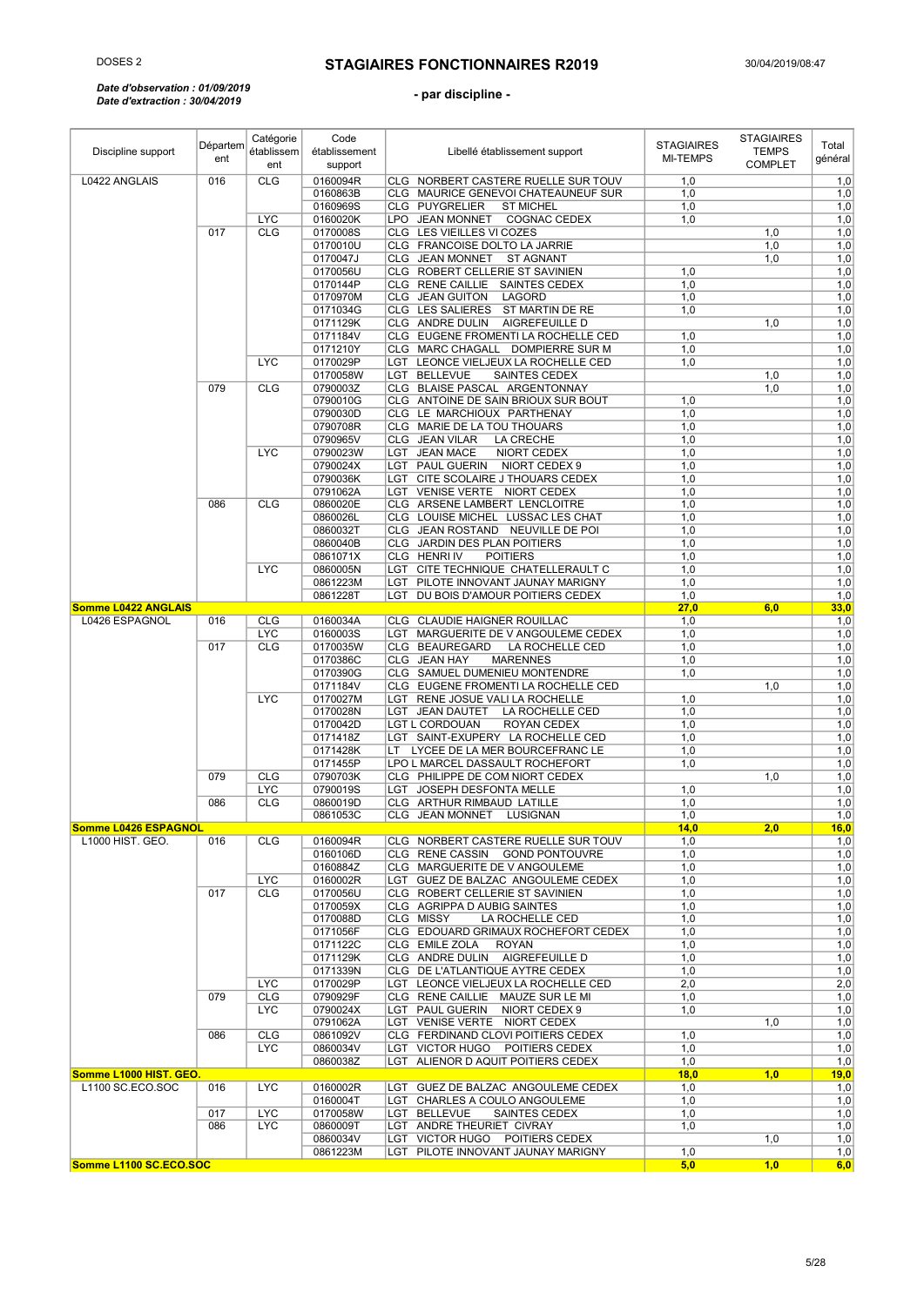# STAGIAIRES FONCTIONNAIRES R2019

DOSES 2 — 30/04/2019/08:47

*Date d'observation : 01/09/2019*
*Date d'extraction : 30/04/2019*

**- par discipline -**

| Discipline support | Département | Catégorie établissement | Code établissement support | Libellé établissement support | STAGIAIRES MI-TEMPS | STAGIAIRES TEMPS COMPLET | Total général |
|---|---|---|---|---|---|---|---|
| L0422 ANGLAIS | 016 | CLG | 0160094R | CLG NORBERT CASTERE RUELLE SUR TOUV | 1,0 | | 1,0 |
| | | | 0160863B | CLG MAURICE GENEVOI CHATEAUNEUF SUR | 1,0 | | 1,0 |
| | | | 0160969S | CLG PUYGRELIER ST MICHEL | 1,0 | | 1,0 |
| | | LYC | 0160020K | LPO JEAN MONNET COGNAC CEDEX | 1,0 | | 1,0 |
| | 017 | CLG | 0170008S | CLG LES VIEILLES VI COZES | | 1,0 | 1,0 |
| | | | 0170010U | CLG FRANCOISE DOLTO LA JARRIE | | 1,0 | 1,0 |
| | | | 0170047J | CLG JEAN MONNET ST AGNANT | | 1,0 | 1,0 |
| | | | 0170056U | CLG ROBERT CELLERIE ST SAVINIEN | 1,0 | | 1,0 |
| | | | 0170144P | CLG RENE CAILLIE SAINTES CEDEX | 1,0 | | 1,0 |
| | | | 0170970M | CLG JEAN GUITON LAGORD | 1,0 | | 1,0 |
| | | | 0171034G | CLG LES SALIERES ST MARTIN DE RE | 1,0 | | 1,0 |
| | | | 0171129K | CLG ANDRE DULIN AIGREFEUILLE D | | 1,0 | 1,0 |
| | | | 0171184V | CLG EUGENE FROMENTI LA ROCHELLE CED | 1,0 | | 1,0 |
| | | | 0171210Y | CLG MARC CHAGALL DOMPIERRE SUR M | 1,0 | | 1,0 |
| | | LYC | 0170029P | LGT LEONCE VIELJEUX LA ROCHELLE CED | 1,0 | | 1,0 |
| | | | 0170058W | LGT BELLEVUE SAINTES CEDEX | | 1,0 | 1,0 |
| | 079 | CLG | 0790003Z | CLG BLAISE PASCAL ARGENTONNAY | | 1,0 | 1,0 |
| | | | 0790010G | CLG ANTOINE DE SAIN BRIOUX SUR BOUT | 1,0 | | 1,0 |
| | | | 0790030D | CLG LE MARCHIOUX PARTHENAY | 1,0 | | 1,0 |
| | | | 0790708R | CLG MARIE DE LA TOU THOUARS | 1,0 | | 1,0 |
| | | | 0790965V | CLG JEAN VILAR LA CRECHE | 1,0 | | 1,0 |
| | | LYC | 0790023W | LGT JEAN MACE NIORT CEDEX | 1,0 | | 1,0 |
| | | | 0790024X | LGT PAUL GUERIN NIORT CEDEX 9 | 1,0 | | 1,0 |
| | | | 0790036K | LGT CITE SCOLAIRE J THOUARS CEDEX | 1,0 | | 1,0 |
| | | | 0791062A | LGT VENISE VERTE NIORT CEDEX | 1,0 | | 1,0 |
| | 086 | CLG | 0860020E | CLG ARSENE LAMBERT LENCLOITRE | 1,0 | | 1,0 |
| | | | 0860026L | CLG LOUISE MICHEL LUSSAC LES CHAT | 1,0 | | 1,0 |
| | | | 0860032T | CLG JEAN ROSTAND NEUVILLE DE POI | 1,0 | | 1,0 |
| | | | 0860040B | CLG JARDIN DES PLAN POITIERS | 1,0 | | 1,0 |
| | | | 0861071X | CLG HENRI IV POITIERS | 1,0 | | 1,0 |
| | | LYC | 0860005N | LGT CITE TECHNIQUE CHATELLERAULT C | 1,0 | | 1,0 |
| | | | 0861223M | LGT PILOTE INNOVANT JAUNAY MARIGNY | 1,0 | | 1,0 |
| | | | 0861228T | LGT DU BOIS D'AMOUR POITIERS CEDEX | 1,0 | | 1,0 |
| **Somme L0422 ANGLAIS** | | | | | **27,0** | **6,0** | **33,0** |
| L0426 ESPAGNOL | 016 | CLG | 0160034A | CLG CLAUDIE HAIGNER ROUILLAC | 1,0 | | 1,0 |
| | | LYC | 0160003S | LGT MARGUERITE DE V ANGOULEME CEDEX | 1,0 | | 1,0 |
| | 017 | CLG | 0170035W | CLG BEAUREGARD LA ROCHELLE CED | 1,0 | | 1,0 |
| | | | 0170386C | CLG JEAN HAY MARENNES | 1,0 | | 1,0 |
| | | | 0170390G | CLG SAMUEL DUMENIEU MONTENDRE | 1,0 | | 1,0 |
| | | | 0171184V | CLG EUGENE FROMENTI LA ROCHELLE CED | | 1,0 | 1,0 |
| | | LYC | 0170027M | LGT RENE JOSUE VALI LA ROCHELLE | 1,0 | | 1,0 |
| | | | 0170028N | LGT JEAN DAUTET LA ROCHELLE CED | 1,0 | | 1,0 |
| | | | 0170042D | LGT L CORDOUAN ROYAN CEDEX | 1,0 | | 1,0 |
| | | | 0171418Z | LGT SAINT-EXUPERY LA ROCHELLE CED | 1,0 | | 1,0 |
| | | | 0171428K | LT LYCEE DE LA MER BOURCEFRANC LE | 1,0 | | 1,0 |
| | | | 0171455P | LPO L MARCEL DASSAULT ROCHEFORT | 1,0 | | 1,0 |
| | 079 | CLG | 0790703K | CLG PHILIPPE DE COM NIORT CEDEX | | 1,0 | 1,0 |
| | | LYC | 0790019S | LGT JOSEPH DESFONTA MELLE | 1,0 | | 1,0 |
| | 086 | CLG | 0860019D | CLG ARTHUR RIMBAUD LATILLE | 1,0 | | 1,0 |
| | | | 0861053C | CLG JEAN MONNET LUSIGNAN | 1,0 | | 1,0 |
| **Somme L0426 ESPAGNOL** | | | | | **14,0** | **2,0** | **16,0** |
| L1000 HIST. GEO. | 016 | CLG | 0160094R | CLG NORBERT CASTERE RUELLE SUR TOUV | 1,0 | | 1,0 |
| | | | 0160106D | CLG RENE CASSIN GOND PONTOUVRE | 1,0 | | 1,0 |
| | | | 0160884Z | CLG MARGUERITE DE V ANGOULEME | 1,0 | | 1,0 |
| | | LYC | 0160002R | LGT GUEZ DE BALZAC ANGOULEME CEDEX | 1,0 | | 1,0 |
| | 017 | CLG | 0170056U | CLG ROBERT CELLERIE ST SAVINIEN | 1,0 | | 1,0 |
| | | | 0170059X | CLG AGRIPPA D AUBIG SAINTES | 1,0 | | 1,0 |
| | | | 0170088D | CLG MISSY LA ROCHELLE CED | 1,0 | | 1,0 |
| | | | 0171056F | CLG EDOUARD GRIMAUX ROCHEFORT CEDEX | 1,0 | | 1,0 |
| | | | 0171122C | CLG EMILE ZOLA ROYAN | 1,0 | | 1,0 |
| | | | 0171129K | CLG ANDRE DULIN AIGREFEUILLE D | 1,0 | | 1,0 |
| | | | 0171339N | CLG DE L'ATLANTIQUE AYTRE CEDEX | 1,0 | | 1,0 |
| | | LYC | 0170029P | LGT LEONCE VIELJEUX LA ROCHELLE CED | 2,0 | | 2,0 |
| | 079 | CLG | 0790929F | CLG RENE CAILLIE MAUZE SUR LE MI | 1,0 | | 1,0 |
| | | LYC | 0790024X | LGT PAUL GUERIN NIORT CEDEX 9 | 1,0 | | 1,0 |
| | | | 0791062A | LGT VENISE VERTE NIORT CEDEX | | 1,0 | 1,0 |
| | 086 | CLG | 0861092V | CLG FERDINAND CLOVI POITIERS CEDEX | 1,0 | | 1,0 |
| | | LYC | 0860034V | LGT VICTOR HUGO POITIERS CEDEX | 1,0 | | 1,0 |
| | | | 0860038Z | LGT ALIENOR D AQUIT POITIERS CEDEX | 1,0 | | 1,0 |
| **Somme L1000 HIST. GEO.** | | | | | **18,0** | **1,0** | **19,0** |
| L1100 SC.ECO.SOC | 016 | LYC | 0160002R | LGT GUEZ DE BALZAC ANGOULEME CEDEX | 1,0 | | 1,0 |
| | | | 0160004T | LGT CHARLES A COULO ANGOULEME | 1,0 | | 1,0 |
| | 017 | LYC | 0170058W | LGT BELLEVUE SAINTES CEDEX | 1,0 | | 1,0 |
| | 086 | LYC | 0860009T | LGT ANDRE THEURIET CIVRAY | 1,0 | | 1,0 |
| | | | 0860034V | LGT VICTOR HUGO POITIERS CEDEX | | 1,0 | 1,0 |
| | | | 0861223M | LGT PILOTE INNOVANT JAUNAY MARIGNY | 1,0 | | 1,0 |
| **Somme L1100 SC.ECO.SOC** | | | | | **5,0** | **1,0** | **6,0** |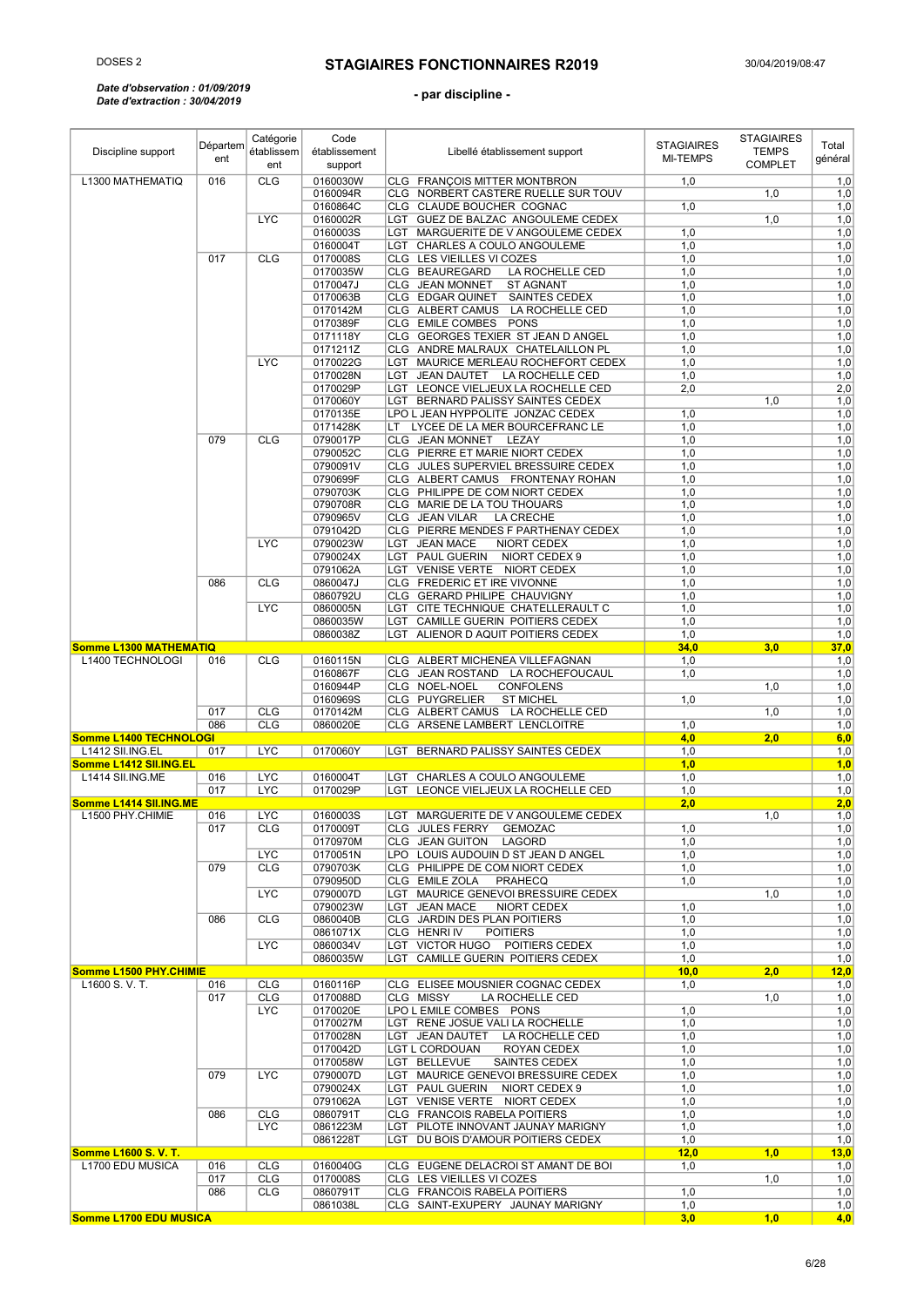DOSES 2

# STAGIAIRES FONCTIONNAIRES R2019

30/04/2019/08:47

*Date d'observation : 01/09/2019*
*Date d'extraction : 30/04/2019*

## - par discipline -

| Discipline support | Département | Catégorie établissement | Code établissement support | Libellé établissement support | STAGIAIRES MI-TEMPS | STAGIAIRES TEMPS COMPLET | Total général |
|---|---|---|---|---|---|---|---|
| L1300 MATHEMATIQ | 016 | CLG | 0160030W | CLG FRANÇOIS MITTER MONTBRON | 1,0 | | 1,0 |
| | | | 0160094R | CLG NORBERT CASTERE RUELLE SUR TOUV | | 1,0 | 1,0 |
| | | | 0160864C | CLG CLAUDE BOUCHER COGNAC | 1,0 | | 1,0 |
| | | LYC | 0160002R | LGT GUEZ DE BALZAC ANGOULEME CEDEX | | 1,0 | 1,0 |
| | | | 0160003S | LGT MARGUERITE DE V ANGOULEME CEDEX | 1,0 | | 1,0 |
| | | | 0160004T | LGT CHARLES A COULO ANGOULEME | 1,0 | | 1,0 |
| | 017 | CLG | 0170008S | CLG LES VIEILLES VI COZES | 1,0 | | 1,0 |
| | | | 0170035W | CLG BEAUREGARD LA ROCHELLE CED | 1,0 | | 1,0 |
| | | | 0170047J | CLG JEAN MONNET ST AGNANT | 1,0 | | 1,0 |
| | | | 0170063B | CLG EDGAR QUINET SAINTES CEDEX | 1,0 | | 1,0 |
| | | | 0170142M | CLG ALBERT CAMUS LA ROCHELLE CED | 1,0 | | 1,0 |
| | | | 0170389F | CLG EMILE COMBES PONS | 1,0 | | 1,0 |
| | | | 0171118Y | CLG GEORGES TEXIER ST JEAN D ANGEL | 1,0 | | 1,0 |
| | | | 0171211Z | CLG ANDRE MALRAUX CHATELAILLON PL | 1,0 | | 1,0 |
| | | LYC | 0170022G | LGT MAURICE MERLEAU ROCHEFORT CEDEX | 1,0 | | 1,0 |
| | | | 0170028N | LGT JEAN DAUTET LA ROCHELLE CED | 1,0 | | 1,0 |
| | | | 0170029P | LGT LEONCE VIELJEUX LA ROCHELLE CED | 2,0 | | 2,0 |
| | | | 0170060Y | LGT BERNARD PALISSY SAINTES CEDEX | | 1,0 | 1,0 |
| | | | 0170135E | LPO L JEAN HYPPOLITE JONZAC CEDEX | 1,0 | | 1,0 |
| | | | 0171428K | LT LYCEE DE LA MER BOURCEFRANC LE | 1,0 | | 1,0 |
| | 079 | CLG | 0790017P | CLG JEAN MONNET LEZAY | 1,0 | | 1,0 |
| | | | 0790052C | CLG PIERRE ET MARIE NIORT CEDEX | 1,0 | | 1,0 |
| | | | 0790091V | CLG JULES SUPERVIEL BRESSUIRE CEDEX | 1,0 | | 1,0 |
| | | | 0790699F | CLG ALBERT CAMUS FRONTENAY ROHAN | 1,0 | | 1,0 |
| | | | 0790703K | CLG PHILIPPE DE COM NIORT CEDEX | 1,0 | | 1,0 |
| | | | 0790708R | CLG MARIE DE LA TOU THOUARS | 1,0 | | 1,0 |
| | | | 0790965V | CLG JEAN VILAR LA CRECHE | 1,0 | | 1,0 |
| | | | 0791042D | CLG PIERRE MENDES F PARTHENAY CEDEX | 1,0 | | 1,0 |
| | | LYC | 0790023W | LGT JEAN MACE NIORT CEDEX | 1,0 | | 1,0 |
| | | | 0790024X | LGT PAUL GUERIN NIORT CEDEX 9 | 1,0 | | 1,0 |
| | | | 0791062A | LGT VENISE VERTE NIORT CEDEX | 1,0 | | 1,0 |
| | 086 | CLG | 0860047J | CLG FREDERIC ET IRE VIVONNE | 1,0 | | 1,0 |
| | | | 0860792U | CLG GERARD PHILIPE CHAUVIGNY | 1,0 | | 1,0 |
| | | LYC | 0860005N | LGT CITE TECHNIQUE CHATELLERAULT C | 1,0 | | 1,0 |
| | | | 0860035W | LGT CAMILLE GUERIN POITIERS CEDEX | 1,0 | | 1,0 |
| | | | 0860038Z | LGT ALIENOR D AQUIT POITIERS CEDEX | 1,0 | | 1,0 |
| **Somme L1300 MATHEMATIQ** | | | | | **34,0** | **3,0** | **37,0** |
| L1400 TECHNOLOGI | 016 | CLG | 0160115N | CLG ALBERT MICHENEA VILLEFAGNAN | 1,0 | | 1,0 |
| | | | 0160867F | CLG JEAN ROSTAND LA ROCHEFOUCAUL | 1,0 | | 1,0 |
| | | | 0160944P | CLG NOEL-NOEL CONFOLENS | | 1,0 | 1,0 |
| | | | 0160969S | CLG PUYGRELIER ST MICHEL | 1,0 | | 1,0 |
| | 017 | CLG | 0170142M | CLG ALBERT CAMUS LA ROCHELLE CED | | 1,0 | 1,0 |
| | 086 | CLG | 0860020E | CLG ARSENE LAMBERT LENCLOITRE | 1,0 | | 1,0 |
| **Somme L1400 TECHNOLOGI** | | | | | **4,0** | **2,0** | **6,0** |
| L1412 SII.ING.EL | 017 | LYC | 0170060Y | LGT BERNARD PALISSY SAINTES CEDEX | 1,0 | | 1,0 |
| **Somme L1412 SII.ING.EL** | | | | | **1,0** | | **1,0** |
| L1414 SII.ING.ME | 016 | LYC | 0160004T | LGT CHARLES A COULO ANGOULEME | 1,0 | | 1,0 |
| | 017 | LYC | 0170029P | LGT LEONCE VIELJEUX LA ROCHELLE CED | 1,0 | | 1,0 |
| **Somme L1414 SII.ING.ME** | | | | | **2,0** | | **2,0** |
| L1500 PHY.CHIMIE | 016 | LYC | 0160003S | LGT MARGUERITE DE V ANGOULEME CEDEX | | 1,0 | 1,0 |
| | 017 | CLG | 0170009T | CLG JULES FERRY GEMOZAC | 1,0 | | 1,0 |
| | | | 0170970M | CLG JEAN GUITON LAGORD | 1,0 | | 1,0 |
| | | LYC | 0170051N | LPO LOUIS AUDOUIN D ST JEAN D ANGEL | 1,0 | | 1,0 |
| | 079 | CLG | 0790703K | CLG PHILIPPE DE COM NIORT CEDEX | 1,0 | | 1,0 |
| | | | 0790950D | CLG EMILE ZOLA PRAHECQ | 1,0 | | 1,0 |
| | | LYC | 0790007D | LGT MAURICE GENEVOI BRESSUIRE CEDEX | | 1,0 | 1,0 |
| | | | 0790023W | LGT JEAN MACE NIORT CEDEX | 1,0 | | 1,0 |
| | 086 | CLG | 0860040B | CLG JARDIN DES PLAN POITIERS | 1,0 | | 1,0 |
| | | | 0861071X | CLG HENRI IV POITIERS | 1,0 | | 1,0 |
| | | LYC | 0860034V | LGT VICTOR HUGO POITIERS CEDEX | 1,0 | | 1,0 |
| | | | 0860035W | LGT CAMILLE GUERIN POITIERS CEDEX | 1,0 | | 1,0 |
| **Somme L1500 PHY.CHIMIE** | | | | | **10,0** | **2,0** | **12,0** |
| L1600 S. V. T. | 016 | CLG | 0160116P | CLG ELISEE MOUSNIER COGNAC CEDEX | 1,0 | | 1,0 |
| | 017 | CLG | 0170088D | CLG MISSY LA ROCHELLE CED | | 1,0 | 1,0 |
| | | LYC | 0170020E | LPO L EMILE COMBES PONS | 1,0 | | 1,0 |
| | | | 0170027M | LGT RENE JOSUE VALI LA ROCHELLE | 1,0 | | 1,0 |
| | | | 0170028N | LGT JEAN DAUTET LA ROCHELLE CED | 1,0 | | 1,0 |
| | | | 0170042D | LGT L CORDOUAN ROYAN CEDEX | 1,0 | | 1,0 |
| | | | 0170058W | LGT BELLEVUE SAINTES CEDEX | 1,0 | | 1,0 |
| | 079 | LYC | 0790007D | LGT MAURICE GENEVOI BRESSUIRE CEDEX | 1,0 | | 1,0 |
| | | | 0790024X | LGT PAUL GUERIN NIORT CEDEX 9 | 1,0 | | 1,0 |
| | | | 0791062A | LGT VENISE VERTE NIORT CEDEX | 1,0 | | 1,0 |
| | 086 | CLG | 0860791T | CLG FRANCOIS RABELA POITIERS | 1,0 | | 1,0 |
| | | LYC | 0861223M | LGT PILOTE INNOVANT JAUNAY MARIGNY | 1,0 | | 1,0 |
| | | | 0861228T | LGT DU BOIS D'AMOUR POITIERS CEDEX | 1,0 | | 1,0 |
| **Somme L1600 S. V. T.** | | | | | **12,0** | **1,0** | **13,0** |
| L1700 EDU MUSICA | 016 | CLG | 0160040G | CLG EUGENE DELACROI ST AMANT DE BOI | 1,0 | | 1,0 |
| | 017 | CLG | 0170008S | CLG LES VIEILLES VI COZES | | 1,0 | 1,0 |
| | 086 | CLG | 0860791T | CLG FRANCOIS RABELA POITIERS | 1,0 | | 1,0 |
| | | | 0861038L | CLG SAINT-EXUPERY JAUNAY MARIGNY | 1,0 | | 1,0 |
| **Somme L1700 EDU MUSICA** | | | | | **3,0** | **1,0** | **4,0** |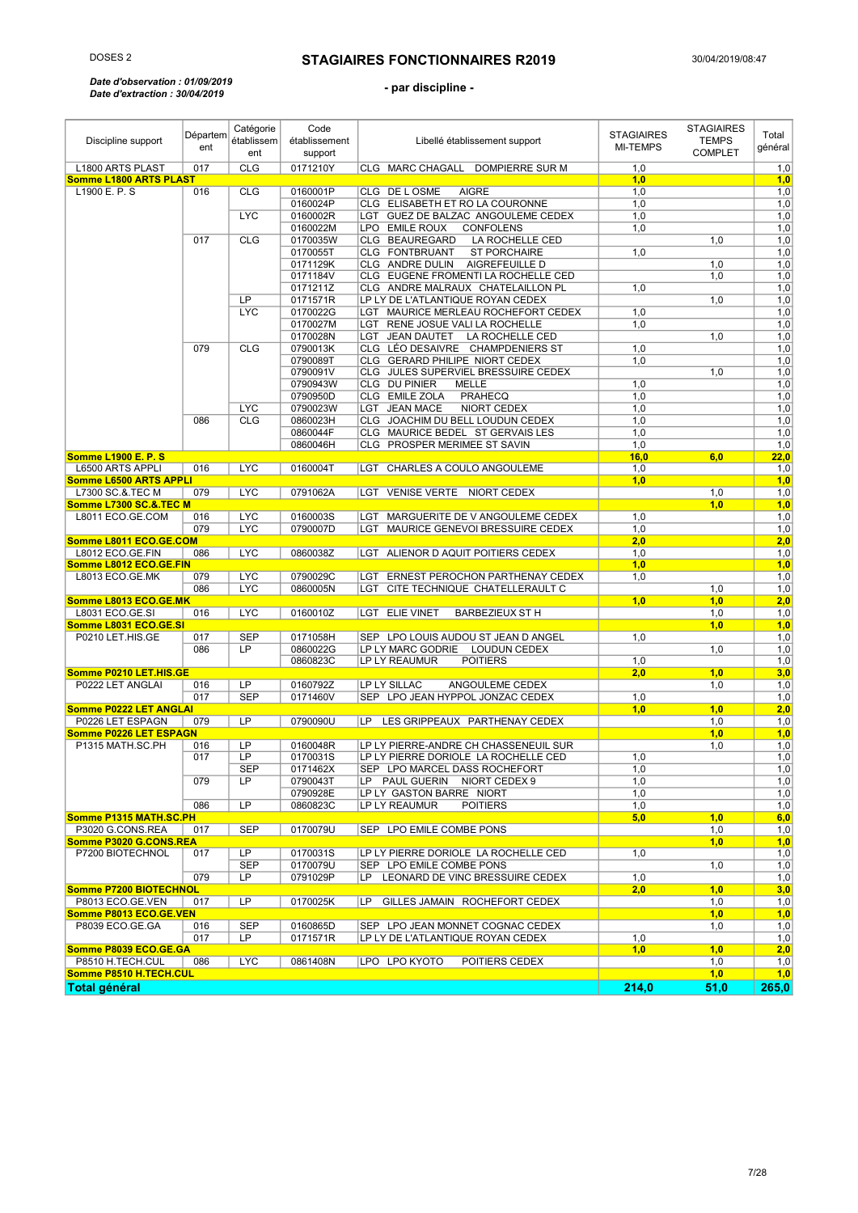DOSES 2

# STAGIAIRES FONCTIONNAIRES R2019

30/04/2019/08:47

*Date d'observation : 01/09/2019*
*Date d'extraction : 30/04/2019*

**- par discipline -**

| Discipline support | Département | Catégorie établissement | Code établissement support | Libellé établissement support | STAGIAIRES MI-TEMPS | STAGIAIRES TEMPS COMPLET | Total général |
|---|---|---|---|---|---|---|---|
| L1800 ARTS PLAST | 017 | CLG | 0171210Y | CLG MARC CHAGALL DOMPIERRE SUR M | 1,0 | | 1,0 |
| **Somme L1800 ARTS PLAST** | | | | | **1,0** | | **1,0** |
| L1900 E. P. S | 016 | CLG | 0160001P | CLG DE L OSME AIGRE | 1,0 | | 1,0 |
| | | | 0160024P | CLG ELISABETH ET RO LA COURONNE | 1,0 | | 1,0 |
| | | LYC | 0160002R | LGT GUEZ DE BALZAC ANGOULEME CEDEX | 1,0 | | 1,0 |
| | | | 0160022M | LPO EMILE ROUX CONFOLENS | 1,0 | | 1,0 |
| | 017 | CLG | 0170035W | CLG BEAUREGARD LA ROCHELLE CED | | 1,0 | 1,0 |
| | | | 0170055T | CLG FONTBRUANT ST PORCHAIRE | 1,0 | | 1,0 |
| | | | 0171129K | CLG ANDRE DULIN AIGREFEUILLE D | | 1,0 | 1,0 |
| | | | 0171184V | CLG EUGENE FROMENTI LA ROCHELLE CED | | 1,0 | 1,0 |
| | | | 0171211Z | CLG ANDRE MALRAUX CHATELAILLON PL | 1,0 | | 1,0 |
| | | LP | 0171571R | LP LY DE L'ATLANTIQUE ROYAN CEDEX | | 1,0 | 1,0 |
| | | LYC | 0170022G | LGT MAURICE MERLEAU ROCHEFORT CEDEX | 1,0 | | 1,0 |
| | | | 0170027M | LGT RENE JOSUE VALI LA ROCHELLE | 1,0 | | 1,0 |
| | | | 0170028N | LGT JEAN DAUTET LA ROCHELLE CED | | 1,0 | 1,0 |
| | 079 | CLG | 0790013K | CLG LÉO DESAIVRE CHAMPDENIERS ST | 1,0 | | 1,0 |
| | | | 0790089T | CLG GERARD PHILIPE NIORT CEDEX | 1,0 | | 1,0 |
| | | | 0790091V | CLG JULES SUPERVIEL BRESSUIRE CEDEX | | 1,0 | 1,0 |
| | | | 0790943W | CLG DU PINIER MELLE | 1,0 | | 1,0 |
| | | | 0790950D | CLG EMILE ZOLA PRAHECQ | 1,0 | | 1,0 |
| | | LYC | 0790023W | LGT JEAN MACE NIORT CEDEX | 1,0 | | 1,0 |
| | 086 | CLG | 0860023H | CLG JOACHIM DU BELL LOUDUN CEDEX | 1,0 | | 1,0 |
| | | | 0860044F | CLG MAURICE BEDEL ST GERVAIS LES | 1,0 | | 1,0 |
| | | | 0860046H | CLG PROSPER MERIMEE ST SAVIN | 1,0 | | 1,0 |
| **Somme L1900 E. P. S** | | | | | **16,0** | **6,0** | **22,0** |
| L6500 ARTS APPLI | 016 | LYC | 0160004T | LGT CHARLES A COULO ANGOULEME | 1,0 | | 1,0 |
| **Somme L6500 ARTS APPLI** | | | | | **1,0** | | **1,0** |
| L7300 SC.&.TEC M | 079 | LYC | 0791062A | LGT VENISE VERTE NIORT CEDEX | | 1,0 | 1,0 |
| **Somme L7300 SC.&.TEC M** | | | | | | **1,0** | **1,0** |
| L8011 ECO.GE.COM | 016 | LYC | 0160003S | LGT MARGUERITE DE V ANGOULEME CEDEX | 1,0 | | 1,0 |
| | 079 | LYC | 0790007D | LGT MAURICE GENEVOI BRESSUIRE CEDEX | 1,0 | | 1,0 |
| **Somme L8011 ECO.GE.COM** | | | | | **2,0** | | **2,0** |
| L8012 ECO.GE.FIN | 086 | LYC | 0860038Z | LGT ALIENOR D AQUIT POITIERS CEDEX | 1,0 | | 1,0 |
| **Somme L8012 ECO.GE.FIN** | | | | | **1,0** | | **1,0** |
| L8013 ECO.GE.MK | 079 | LYC | 0790029C | LGT ERNEST PEROCHON PARTHENAY CEDEX | 1,0 | | 1,0 |
| | 086 | LYC | 0860005N | LGT CITE TECHNIQUE CHATELLERAULT C | | 1,0 | 1,0 |
| **Somme L8013 ECO.GE.MK** | | | | | **1,0** | **1,0** | **2,0** |
| L8031 ECO.GE.SI | 016 | LYC | 0160010Z | LGT ELIE VINET BARBEZIEUX ST H | | 1,0 | 1,0 |
| **Somme L8031 ECO.GE.SI** | | | | | | **1,0** | **1,0** |
| P0210 LET.HIS.GE | 017 | SEP | 0171058H | SEP LPO LOUIS AUDOU ST JEAN D ANGEL | 1,0 | | 1,0 |
| | 086 | LP | 0860022G | LP LY MARC GODRIE LOUDUN CEDEX | | 1,0 | 1,0 |
| | | | 0860823C | LP LY REAUMUR POITIERS | 1,0 | | 1,0 |
| **Somme P0210 LET.HIS.GE** | | | | | **2,0** | **1,0** | **3,0** |
| P0222 LET ANGLAI | 016 | LP | 0160792Z | LP LY SILLAC ANGOULEME CEDEX | | 1,0 | 1,0 |
| | 017 | SEP | 0171460V | SEP LPO JEAN HYPPOL JONZAC CEDEX | 1,0 | | 1,0 |
| **Somme P0222 LET ANGLAI** | | | | | **1,0** | **1,0** | **2,0** |
| P0226 LET ESPAGN | 079 | LP | 0790090U | LP LES GRIPPEAUX PARTHENAY CEDEX | | 1,0 | 1,0 |
| **Somme P0226 LET ESPAGN** | | | | | | **1,0** | **1,0** |
| P1315 MATH.SC.PH | 016 | LP | 0160048R | LP LY PIERRE-ANDRE CH CHASSENEUIL SUR | | 1,0 | 1,0 |
| | 017 | LP | 0170031S | LP LY PIERRE DORIOLE LA ROCHELLE CED | 1,0 | | 1,0 |
| | | SEP | 0171462X | SEP LPO MARCEL DASS ROCHEFORT | 1,0 | | 1,0 |
| | 079 | LP | 0790043T | LP PAUL GUERIN NIORT CEDEX 9 | 1,0 | | 1,0 |
| | | | 0790928E | LP LY GASTON BARRE NIORT | 1,0 | | 1,0 |
| | 086 | LP | 0860823C | LP LY REAUMUR POITIERS | 1,0 | | 1,0 |
| **Somme P1315 MATH.SC.PH** | | | | | **5,0** | **1,0** | **6,0** |
| P3020 G.CONS.REA | 017 | SEP | 0170079U | SEP LPO EMILE COMBE PONS | | 1,0 | 1,0 |
| **Somme P3020 G.CONS.REA** | | | | | | **1,0** | **1,0** |
| P7200 BIOTECHNOL | 017 | LP | 0170031S | LP LY PIERRE DORIOLE LA ROCHELLE CED | 1,0 | | 1,0 |
| | | SEP | 0170079U | SEP LPO EMILE COMBE PONS | | 1,0 | 1,0 |
| | 079 | LP | 0791029P | LP LEONARD DE VINC BRESSUIRE CEDEX | 1,0 | | 1,0 |
| **Somme P7200 BIOTECHNOL** | | | | | **2,0** | **1,0** | **3,0** |
| P8013 ECO.GE.VEN | 017 | LP | 0170025K | LP GILLES JAMAIN ROCHEFORT CEDEX | | 1,0 | 1,0 |
| **Somme P8013 ECO.GE.VEN** | | | | | | **1,0** | **1,0** |
| P8039 ECO.GE.GA | 016 | SEP | 0160865D | SEP LPO JEAN MONNET COGNAC CEDEX | | 1,0 | 1,0 |
| | 017 | LP | 0171571R | LP LY DE L'ATLANTIQUE ROYAN CEDEX | 1,0 | | 1,0 |
| **Somme P8039 ECO.GE.GA** | | | | | **1,0** | **1,0** | **2,0** |
| P8510 H.TECH.CUL | 086 | LYC | 0861408N | LPO LPO KYOTO POITIERS CEDEX | | 1,0 | 1,0 |
| **Somme P8510 H.TECH.CUL** | | | | | | **1,0** | **1,0** |
| **Total général** | | | | | **214,0** | **51,0** | **265,0** |